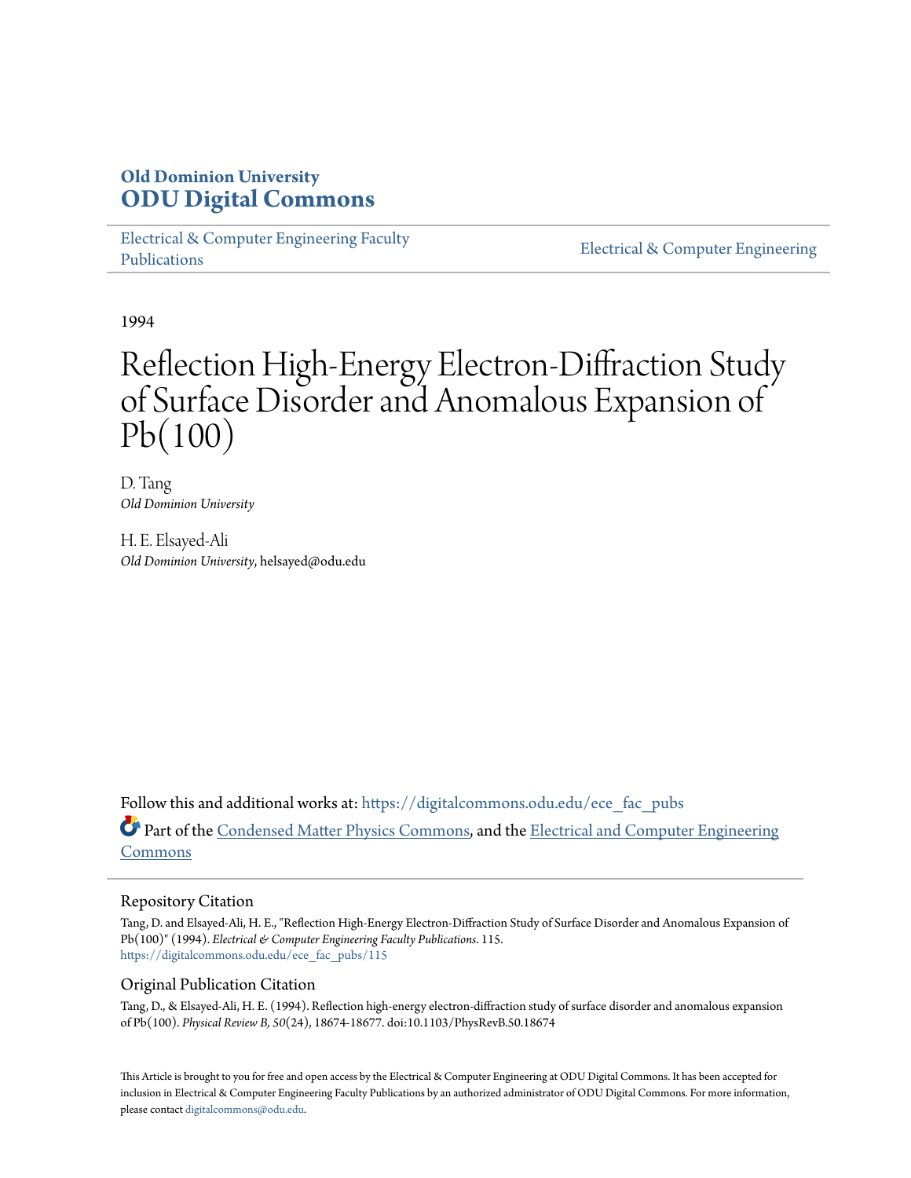**Old Dominion University**
**ODU Digital Commons**

Electrical & Computer Engineering Faculty Publications | Electrical & Computer Engineering

1994

# Reflection High-Energy Electron-Diffraction Study of Surface Disorder and Anomalous Expansion of Pb(100)

D. Tang
*Old Dominion University*

H. E. Elsayed-Ali
*Old Dominion University*, helsayed@odu.edu

Follow this and additional works at: https://digitalcommons.odu.edu/ece_fac_pubs

Part of the Condensed Matter Physics Commons, and the Electrical and Computer Engineering Commons

## Repository Citation

Tang, D. and Elsayed-Ali, H. E., "Reflection High-Energy Electron-Diffraction Study of Surface Disorder and Anomalous Expansion of Pb(100)" (1994). *Electrical & Computer Engineering Faculty Publications*. 115.
https://digitalcommons.odu.edu/ece_fac_pubs/115

## Original Publication Citation

Tang, D., & Elsayed-Ali, H. E. (1994). Reflection high-energy electron-diffraction study of surface disorder and anomalous expansion of Pb(100). *Physical Review B, 50*(24), 18674-18677. doi:10.1103/PhysRevB.50.18674

This Article is brought to you for free and open access by the Electrical & Computer Engineering at ODU Digital Commons. It has been accepted for inclusion in Electrical & Computer Engineering Faculty Publications by an authorized administrator of ODU Digital Commons. For more information, please contact digitalcommons@odu.edu.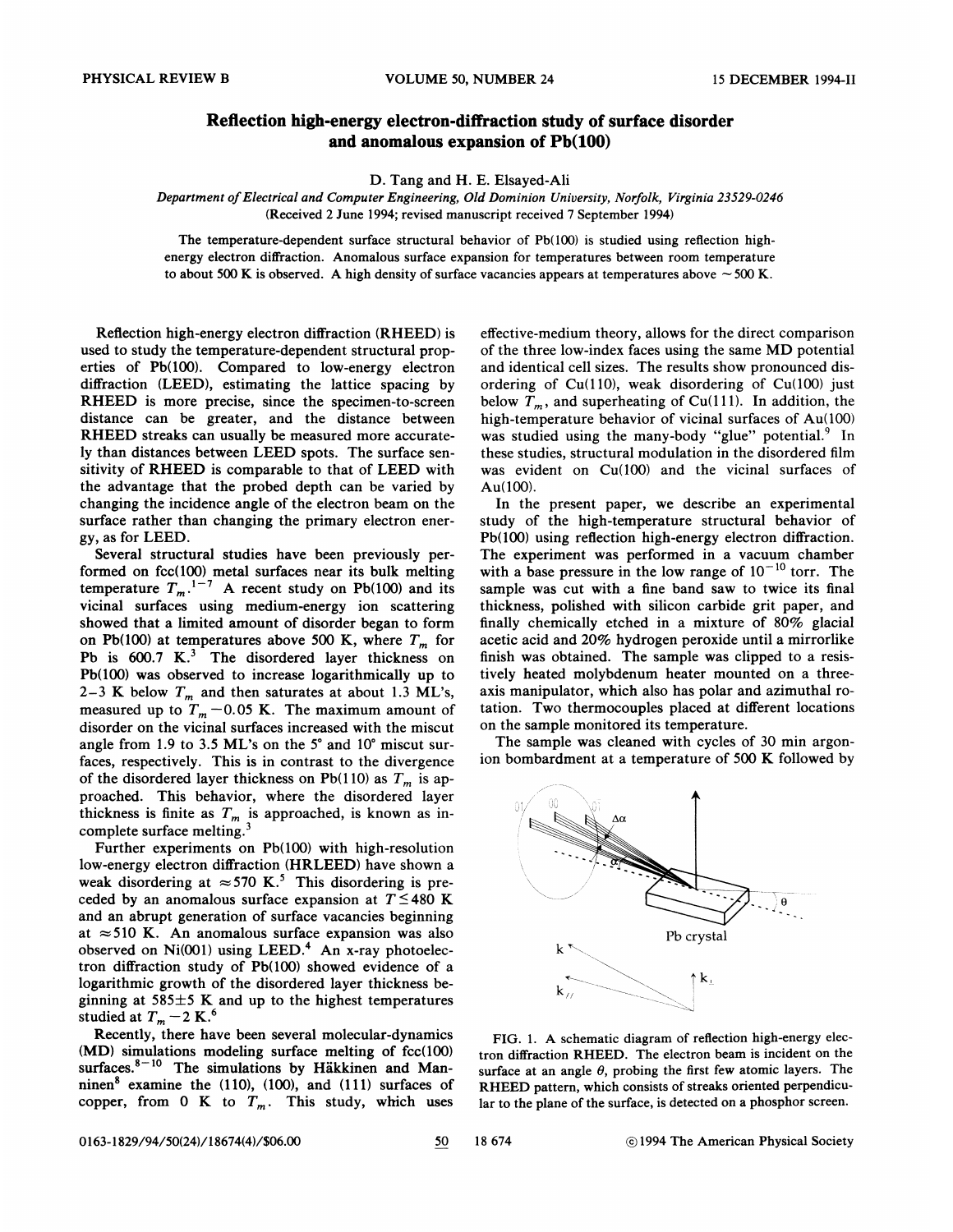# Reflection high-energy electron-diffraction study of surface disorder and anomalous expansion of Pb(100)

D. Tang and H. E. Elsayed-Ali

*Department of Electrical and Computer Engineering, Old Dominion University, Norfolk, Virginia 23529-0246*

(Received 2 June 1994; revised manuscript received 7 September 1994)

The temperature-dependent surface structural behavior of Pb(100) is studied using reflection high-energy electron diffraction. Anomalous surface expansion for temperatures between room temperature to about 500 K is observed. A high density of surface vacancies appears at temperatures above ~500 K.

Reflection high-energy electron diffraction (RHEED) is used to study the temperature-dependent structural properties of Pb(100). Compared to low-energy electron diffraction (LEED), estimating the lattice spacing by RHEED is more precise, since the specimen-to-screen distance can be greater, and the distance between RHEED streaks can usually be measured more accurately than distances between LEED spots. The surface sensitivity of RHEED is comparable to that of LEED with the advantage that the probed depth can be varied by changing the incidence angle of the electron beam on the surface rather than changing the primary electron energy, as for LEED.

Several structural studies have been previously performed on fcc(100) metal surfaces near its bulk melting temperature $T_m$.[1-7] A recent study on Pb(100) and its vicinal surfaces using medium-energy ion scattering showed that a limited amount of disorder began to form on Pb(100) at temperatures above 500 K, where $T_m$ for Pb is 600.7 K.[3] The disordered layer thickness on Pb(100) was observed to increase logarithmically up to 2–3 K below $T_m$ and then saturates at about 1.3 ML's, measured up to $T_m - 0.05$ K. The maximum amount of disorder on the vicinal surfaces increased with the miscut angle from 1.9 to 3.5 ML's on the 5° and 10° miscut surfaces, respectively. This is in contrast to the divergence of the disordered layer thickness on Pb(110) as $T_m$ is approached. This behavior, where the disordered layer thickness is finite as $T_m$ is approached, is known as incomplete surface melting.[3]

Further experiments on Pb(100) with high-resolution low-energy electron diffraction (HRLEED) have shown a weak disordering at ≈570 K.[5] This disordering is preceded by an anomalous surface expansion at $T \leq 480$ K and an abrupt generation of surface vacancies beginning at ≈510 K. An anomalous surface expansion was also observed on Ni(001) using LEED.[4] An x-ray photoelectron diffraction study of Pb(100) showed evidence of a logarithmic growth of the disordered layer thickness beginning at 585±5 K and up to the highest temperatures studied at $T_m - 2$ K.[6]

Recently, there have been several molecular-dynamics (MD) simulations modeling surface melting of fcc(100) surfaces.[8-10] The simulations by Häkkinen and Manninen[8] examine the (110), (100), and (111) surfaces of copper, from 0 K to $T_m$. This study, which uses effective-medium theory, allows for the direct comparison of the three low-index faces using the same MD potential and identical cell sizes. The results show pronounced disordering of Cu(110), weak disordering of Cu(100) just below $T_m$, and superheating of Cu(111). In addition, the high-temperature behavior of vicinal surfaces of Au(100) was studied using the many-body "glue" potential.[9] In these studies, structural modulation in the disordered film was evident on Cu(100) and the vicinal surfaces of Au(100).

In the present paper, we describe an experimental study of the high-temperature structural behavior of Pb(100) using reflection high-energy electron diffraction. The experiment was performed in a vacuum chamber with a base pressure in the low range of $10^{-10}$ torr. The sample was cut with a fine band saw to twice its final thickness, polished with silicon carbide grit paper, and finally chemically etched in a mixture of 80% glacial acetic acid and 20% hydrogen peroxide until a mirrorlike finish was obtained. The sample was clipped to a resistively heated molybdenum heater mounted on a three-axis manipulator, which also has polar and azimuthal rotation. Two thermocouples placed at different locations on the sample monitored its temperature.

The sample was cleaned with cycles of 30 min argon-ion bombardment at a temperature of 500 K followed by

FIG. 1. A schematic diagram of reflection high-energy electron diffraction RHEED. The electron beam is incident on the surface at an angle $\theta$, probing the first few atomic layers. The RHEED pattern, which consists of streaks oriented perpendicular to the plane of the surface, is detected on a phosphor screen.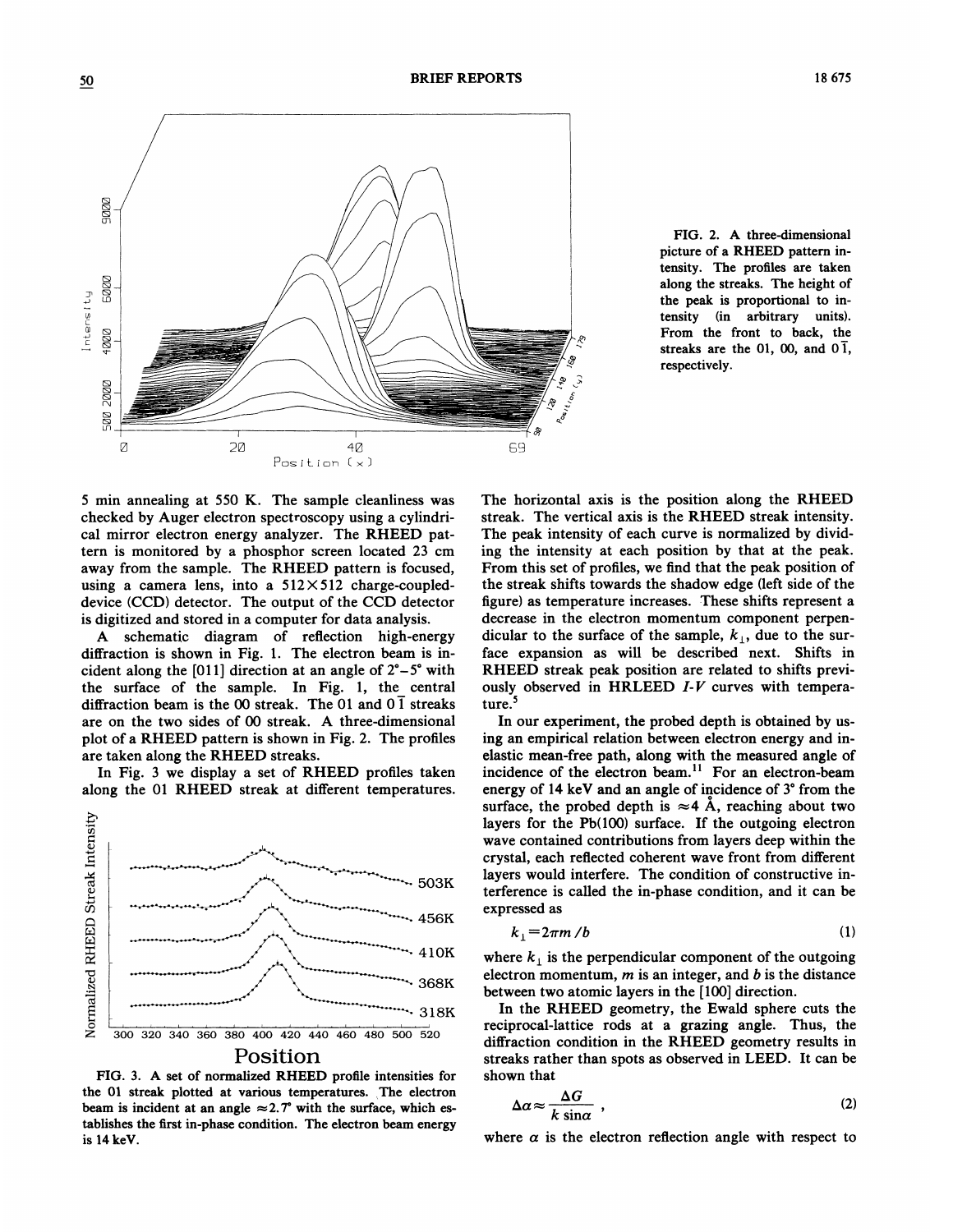FIG. 2. A three-dimensional picture of a RHEED pattern intensity. The profiles are taken along the streaks. The height of the peak is proportional to intensity (in arbitrary units). From the front to back, the streaks are the 01, 00, and $0\bar{1}$, respectively.

5 min annealing at 550 K. The sample cleanliness was checked by Auger electron spectroscopy using a cylindrical mirror electron energy analyzer. The RHEED pattern is monitored by a phosphor screen located 23 cm away from the sample. The RHEED pattern is focused, using a camera lens, into a $512\times512$ charge-coupled-device (CCD) detector. The output of the CCD detector is digitized and stored in a computer for data analysis.

A schematic diagram of reflection high-energy diffraction is shown in Fig. 1. The electron beam is incident along the [011] direction at an angle of 2°–5° with the surface of the sample. In Fig. 1, the central diffraction beam is the 00 streak. The 01 and $0\bar{1}$ streaks are on the two sides of 00 streak. A three-dimensional plot of a RHEED pattern is shown in Fig. 2. The profiles are taken along the RHEED streaks.

In Fig. 3 we display a set of RHEED profiles taken along the 01 RHEED streak at different temperatures.

FIG. 3. A set of normalized RHEED profile intensities for the 01 streak plotted at various temperatures. The electron beam is incident at an angle ≈2.7° with the surface, which establishes the first in-phase condition. The electron beam energy is 14 keV.

The horizontal axis is the position along the RHEED streak. The vertical axis is the RHEED streak intensity. The peak intensity of each curve is normalized by dividing the intensity at each position by that at the peak. From this set of profiles, we find that the peak position of the streak shifts towards the shadow edge (left side of the figure) as temperature increases. These shifts represent a decrease in the electron momentum component perpendicular to the surface of the sample, $k_\perp$, due to the surface expansion as will be described next. Shifts in RHEED streak peak position are related to shifts previously observed in HRLEED *I*-*V* curves with temperature.[5]

In our experiment, the probed depth is obtained by using an empirical relation between electron energy and inelastic mean-free path, along with the measured angle of incidence of the electron beam.[11] For an electron-beam energy of 14 keV and an angle of incidence of 3° from the surface, the probed depth is ≈4 Å, reaching about two layers for the Pb(100) surface. If the outgoing electron wave contained contributions from layers deep within the crystal, each reflected coherent wave front from different layers would interfere. The condition of constructive interference is called the in-phase condition, and it can be expressed as

$$k_\perp = 2\pi m / b \tag{1}$$

where $k_\perp$ is the perpendicular component of the outgoing electron momentum, $m$ is an integer, and $b$ is the distance between two atomic layers in the [100] direction.

In the RHEED geometry, the Ewald sphere cuts the reciprocal-lattice rods at a grazing angle. Thus, the diffraction condition in the RHEED geometry results in streaks rather than spots as observed in LEED. It can be shown that

$$\Delta\alpha \approx \frac{\Delta G}{k \sin\alpha} , \tag{2}$$

where $\alpha$ is the electron reflection angle with respect to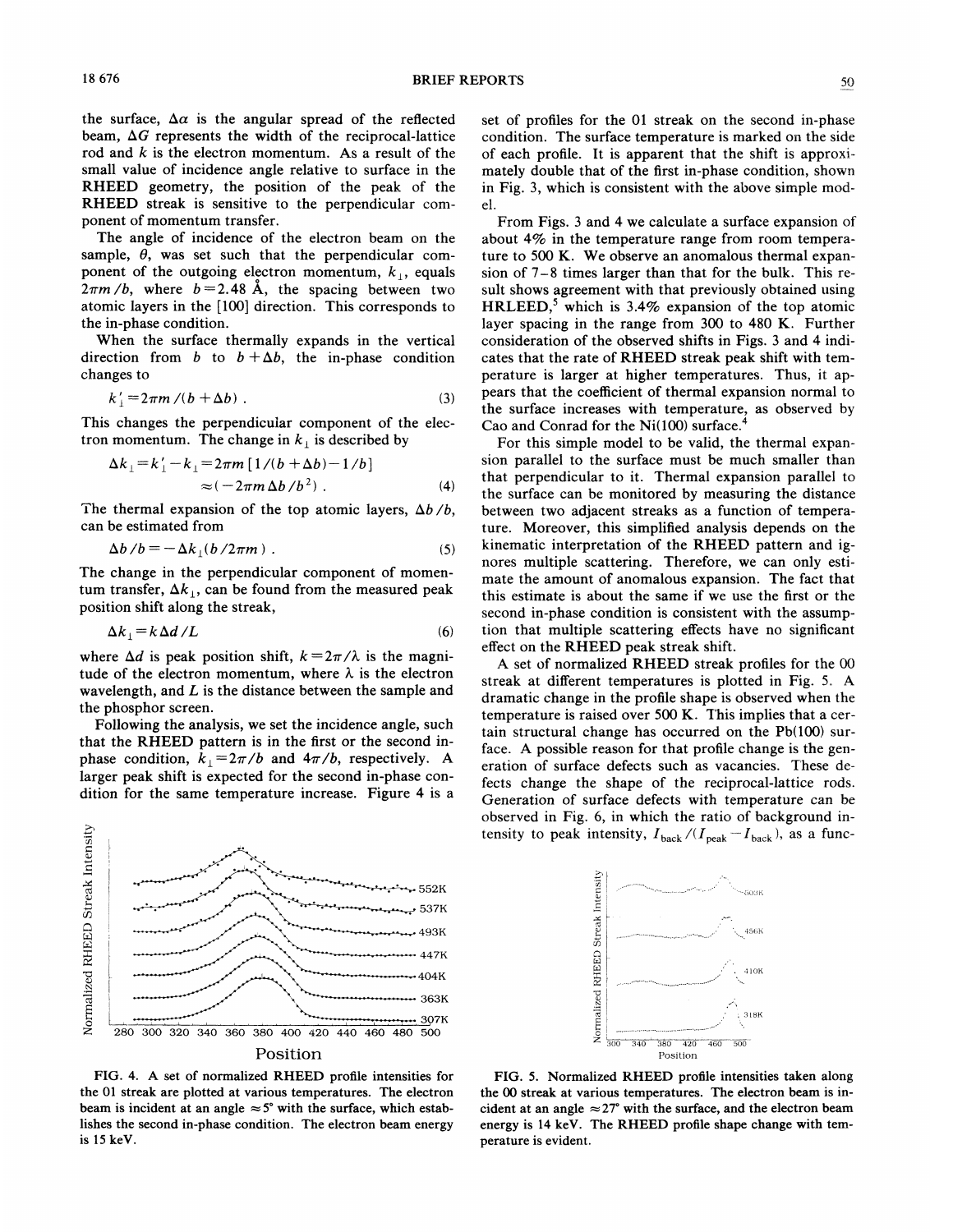the surface, $\Delta\alpha$ is the angular spread of the reflected beam, $\Delta G$ represents the width of the reciprocal-lattice rod and $k$ is the electron momentum. As a result of the small value of incidence angle relative to surface in the RHEED geometry, the position of the peak of the RHEED streak is sensitive to the perpendicular component of momentum transfer.

The angle of incidence of the electron beam on the sample, $\theta$, was set such that the perpendicular component of the outgoing electron momentum, $k_\perp$, equals $2\pi m/b$, where $b = 2.48$ Å, the spacing between two atomic layers in the [100] direction. This corresponds to the in-phase condition.

When the surface thermally expands in the vertical direction from $b$ to $b+\Delta b$, the in-phase condition changes to

$$k'_\perp = 2\pi m/(b+\Delta b) . \tag{3}$$

This changes the perpendicular component of the electron momentum. The change in $k_\perp$ is described by

$$\Delta k_\perp = k'_\perp - k_\perp = 2\pi m[1/(b+\Delta b) - 1/b] \approx (-2\pi m \Delta b/b^2) . \tag{4}$$

The thermal expansion of the top atomic layers, $\Delta b/b$, can be estimated from

$$\Delta b/b = -\Delta k_\perp(b/2\pi m) . \tag{5}$$

The change in the perpendicular component of momentum transfer, $\Delta k_\perp$, can be found from the measured peak position shift along the streak,

$$\Delta k_\perp = k\Delta d/L \tag{6}$$

where $\Delta d$ is peak position shift, $k = 2\pi/\lambda$ is the magnitude of the electron momentum, where $\lambda$ is the electron wavelength, and $L$ is the distance between the sample and the phosphor screen.

Following the analysis, we set the incidence angle, such that the RHEED pattern is in the first or the second in-phase condition, $k_\perp = 2\pi/b$ and $4\pi/b$, respectively. A larger peak shift is expected for the second in-phase condition for the same temperature increase. Figure 4 is a set of profiles for the 01 streak on the second in-phase condition. The surface temperature is marked on the side of each profile. It is apparent that the shift is approximately double that of the first in-phase condition, shown in Fig. 3, which is consistent with the above simple model.

From Figs. 3 and 4 we calculate a surface expansion of about 4% in the temperature range from room temperature to 500 K. We observe an anomalous thermal expansion of 7–8 times larger than that for the bulk. This result shows agreement with that previously obtained using HRLEED,[5] which is 3.4% expansion of the top atomic layer spacing in the range from 300 to 480 K. Further consideration of the observed shifts in Figs. 3 and 4 indicates that the rate of RHEED streak peak shift with temperature is larger at higher temperatures. Thus, it appears that the coefficient of thermal expansion normal to the surface increases with temperature, as observed by Cao and Conrad for the Ni(100) surface.[4]

For this simple model to be valid, the thermal expansion parallel to the surface must be much smaller than that perpendicular to it. Thermal expansion parallel to the surface can be monitored by measuring the distance between two adjacent streaks as a function of temperature. Moreover, this simplified analysis depends on the kinematic interpretation of the RHEED pattern and ignores multiple scattering. Therefore, we can only estimate the amount of anomalous expansion. The fact that this estimate is about the same if we use the first or the second in-phase condition is consistent with the assumption that multiple scattering effects have no significant effect on the RHEED peak streak shift.

A set of normalized RHEED streak profiles for the 00 streak at different temperatures is plotted in Fig. 5. A dramatic change in the profile shape is observed when the temperature is raised over 500 K. This implies that a certain structural change has occurred on the Pb(100) surface. A possible reason for that profile change is the generation of surface defects such as vacancies. These defects change the shape of the reciprocal-lattice rods. Generation of surface defects with temperature can be observed in Fig. 6, in which the ratio of background intensity to peak intensity, $I_{back}/(I_{peak} - I_{back})$, as a func-

FIG. 4. A set of normalized RHEED profile intensities for the 01 streak are plotted at various temperatures. The electron beam is incident at an angle $\approx 5°$ with the surface, which establishes the second in-phase condition. The electron beam energy is 15 keV.

FIG. 5. Normalized RHEED profile intensities taken along the 00 streak at various temperatures. The electron beam is incident at an angle $\approx 27°$ with the surface, and the electron beam energy is 14 keV. The RHEED profile shape change with temperature is evident.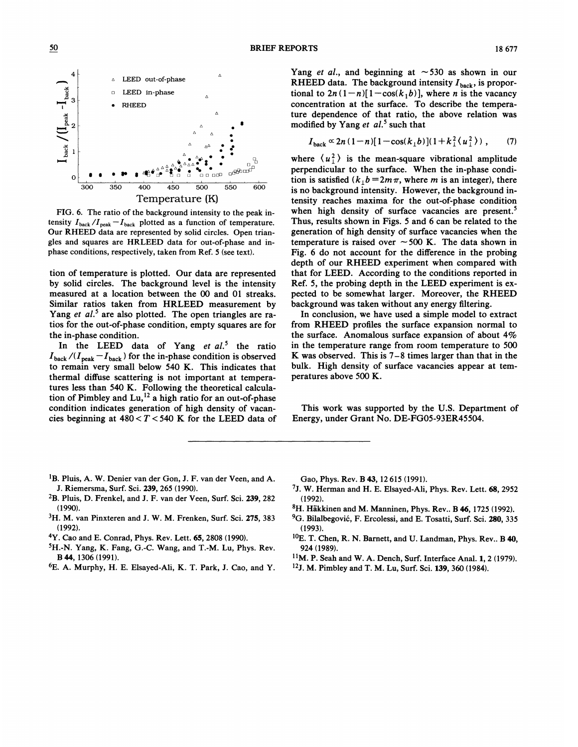4

3

2

1

0

$I_{back}/(I_{peak} - I_{back})$

300 350 400 450 500 550 600

Temperature (K)

LEED out-of-phase

LEED in-phase

RHEED

FIG. 6. The ratio of the background intensity to the peak intensity $I_{back}/I_{peak} - I_{back}$ plotted as a function of temperature. Our RHEED data are represented by solid circles. Open triangles and squares are HRLEED data for out-of-phase and in-phase conditions, respectively, taken from Ref. 5 (see text).

tion of temperature is plotted. Our data are represented by solid circles. The background level is the intensity measured at a location between the 00 and 01 streaks. Similar ratios taken from HRLEED measurement by Yang *et al.*[5] are also plotted. The open triangles are ratios for the out-of-phase condition, empty squares are for the in-phase condition.

In the LEED data of Yang *et al.*[5] the ratio $I_{back}/(I_{peak} - I_{back})$ for the in-phase condition is observed to remain very small below 540 K. This indicates that thermal diffuse scattering is not important at temperatures less than 540 K. Following the theoretical calculation of Pimbley and Lu,[12] a high ratio for an out-of-phase condition indicates generation of high density of vacancies beginning at $480 < T < 540$ K for the LEED data of Yang *et al.*, and beginning at ~530 as shown in our RHEED data. The background intensity $I_{back}$, is proportional to $2n(1-n)[1-\cos(k_\perp b)]$, where $n$ is the vacancy concentration at the surface. To describe the temperature dependence of that ratio, the above relation was modified by Yang *et al.*[5] such that

$$I_{back} \propto 2n(1-n)[1-\cos(k_\perp b)](1+k_\perp^2 \langle u_\perp^2 \rangle) , \quad (7)$$

where $\langle u_\perp^2 \rangle$ is the mean-square vibrational amplitude perpendicular to the surface. When the in-phase condition is satisfied ($k_\perp b = 2m\pi$, where $m$ is an integer), there is no background intensity. However, the background intensity reaches maxima for the out-of-phase condition when high density of surface vacancies are present.[5] Thus, results shown in Figs. 5 and 6 can be related to the generation of high density of surface vacancies when the temperature is raised over ~500 K. The data shown in Fig. 6 do not account for the difference in the probing depth of our RHEED experiment when compared with that for LEED. According to the conditions reported in Ref. 5, the probing depth in the LEED experiment is expected to be somewhat larger. Moreover, the RHEED background was taken without any energy filtering.

In conclusion, we have used a simple model to extract from RHEED profiles the surface expansion normal to the surface. Anomalous surface expansion of about 4% in the temperature range from room temperature to 500 K was observed. This is 7–8 times larger than that in the bulk. High density of surface vacancies appear at temperatures above 500 K.

This work was supported by the U.S. Department of Energy, under Grant No. DE-FG05-93ER45504.

---

[1] B. Pluis, A. W. Denier van der Gon, J. F. van der Veen, and A. J. Riemersma, Surf. Sci. **239**, 265 (1990).

[2] B. Pluis, D. Frenkel, and J. F. van der Veen, Surf. Sci. **239**, 282 (1990).

[3] H. M. van Pinxteren and J. W. M. Frenken, Surf. Sci. **275**, 383 (1992).

[4] Y. Cao and E. Conrad, Phys. Rev. Lett. **65**, 2808 (1990).

[5] H.-N. Yang, K. Fang, G.-C. Wang, and T.-M. Lu, Phys. Rev. B **44**, 1306 (1991).

[6] E. A. Murphy, H. E. Elsayed-Ali, K. T. Park, J. Cao, and Y. Gao, Phys. Rev. B **43**, 12 615 (1991).

[7] J. W. Herman and H. E. Elsayed-Ali, Phys. Rev. Lett. **68**, 2952 (1992).

[8] H. Häkkinen and M. Manninen, Phys. Rev.. B **46**, 1725 (1992).

[9] G. Bilalbegović, F. Ercolessi, and E. Tosatti, Surf. Sci. **280**, 335 (1993).

[10] E. T. Chen, R. N. Barnett, and U. Landman, Phys. Rev.. B **40**, 924 (1989).

[11] M. P. Seah and W. A. Dench, Surf. Interface Anal. **1**, 2 (1979).

[12] J. M. Pimbley and T. M. Lu, Surf. Sci. **139**, 360 (1984).